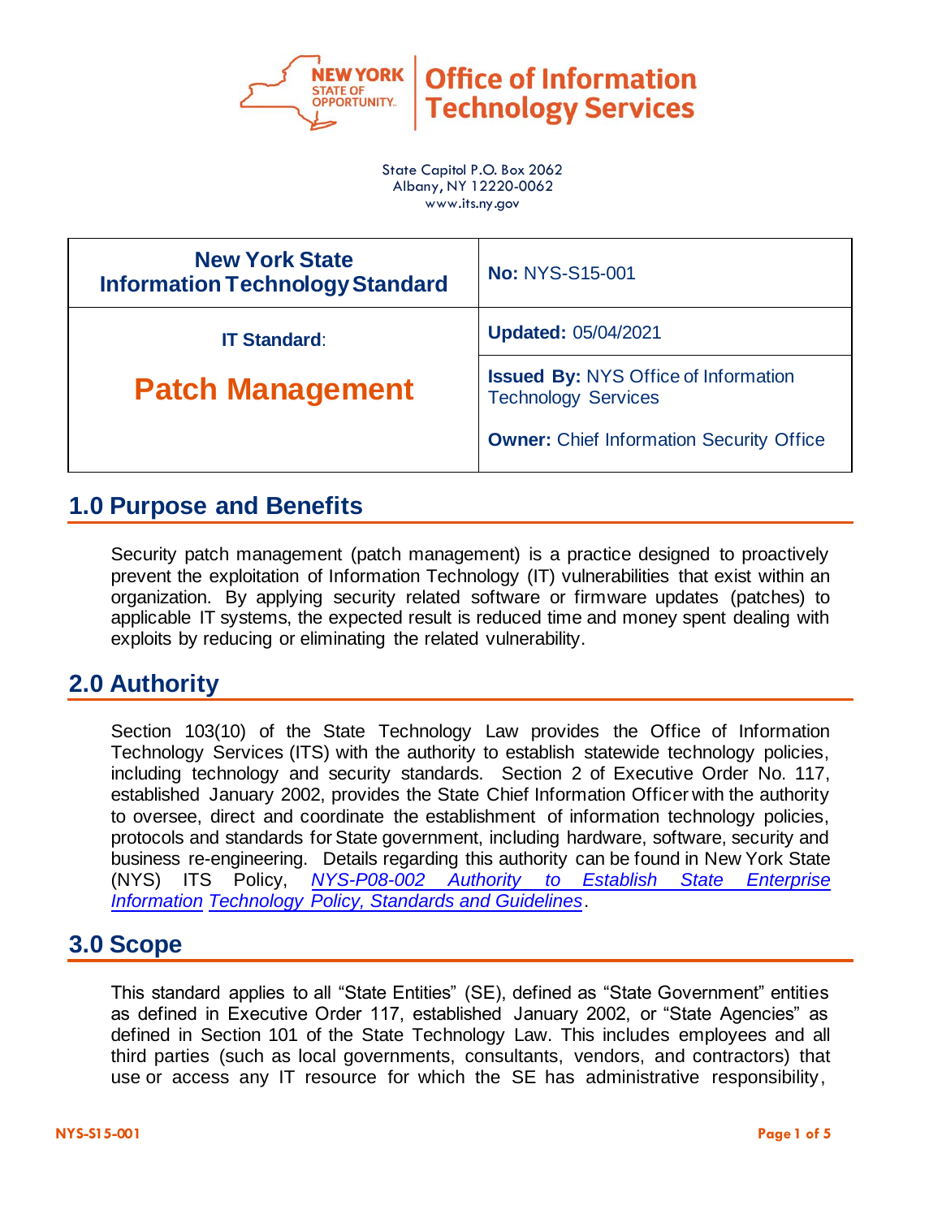**New York State Office of Information Technology Services**

State Capitol P.O. Box 2062
Albany, NY 12220-0062
www.its.ny.gov

| New York State Information Technology Standard | No: NYS-S15-001 |
|---|---|
| IT Standard: **Patch Management** | **Updated:** 05/04/2021 |
| | **Issued By:** NYS Office of Information Technology Services<br>**Owner:** Chief Information Security Office |

## 1.0 Purpose and Benefits

Security patch management (patch management) is a practice designed to proactively prevent the exploitation of Information Technology (IT) vulnerabilities that exist within an organization. By applying security related software or firmware updates (patches) to applicable IT systems, the expected result is reduced time and money spent dealing with exploits by reducing or eliminating the related vulnerability.

## 2.0 Authority

Section 103(10) of the State Technology Law provides the Office of Information Technology Services (ITS) with the authority to establish statewide technology policies, including technology and security standards. Section 2 of Executive Order No. 117, established January 2002, provides the State Chief Information Officer with the authority to oversee, direct and coordinate the establishment of information technology policies, protocols and standards for State government, including hardware, software, security and business re-engineering. Details regarding this authority can be found in New York State (NYS) ITS Policy, *NYS-P08-002 Authority to Establish State Enterprise Information Technology Policy, Standards and Guidelines*.

## 3.0 Scope

This standard applies to all "State Entities" (SE), defined as "State Government" entities as defined in Executive Order 117, established January 2002, or "State Agencies" as defined in Section 101 of the State Technology Law. This includes employees and all third parties (such as local governments, consultants, vendors, and contractors) that use or access any IT resource for which the SE has administrative responsibility,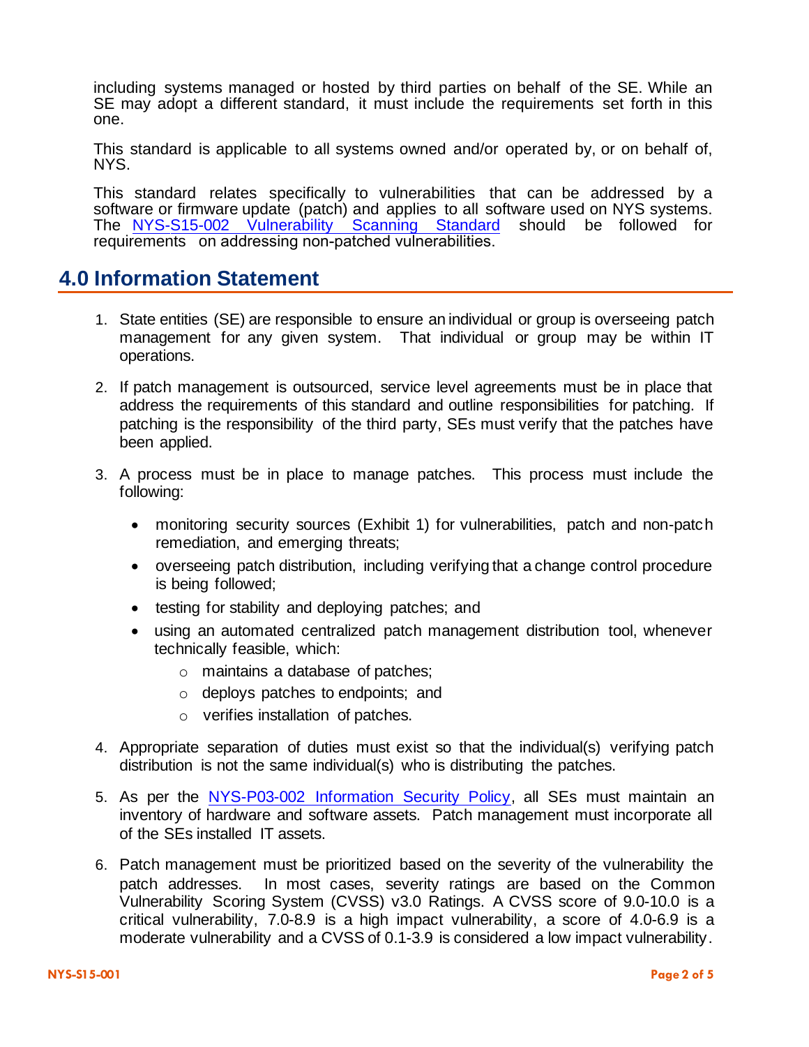including systems managed or hosted by third parties on behalf of the SE. While an SE may adopt a different standard, it must include the requirements set forth in this one.

This standard is applicable to all systems owned and/or operated by, or on behalf of, NYS.

This standard relates specifically to vulnerabilities that can be addressed by a software or firmware update (patch) and applies to all software used on NYS systems. The NYS-S15-002 Vulnerability Scanning Standard should be followed for requirements on addressing non-patched vulnerabilities.

## 4.0 Information Statement

1. State entities (SE) are responsible to ensure an individual or group is overseeing patch management for any given system. That individual or group may be within IT operations.

2. If patch management is outsourced, service level agreements must be in place that address the requirements of this standard and outline responsibilities for patching. If patching is the responsibility of the third party, SEs must verify that the patches have been applied.

3. A process must be in place to manage patches. This process must include the following:

   - monitoring security sources (Exhibit 1) for vulnerabilities, patch and non-patch remediation, and emerging threats;
   - overseeing patch distribution, including verifying that a change control procedure is being followed;
   - testing for stability and deploying patches; and
   - using an automated centralized patch management distribution tool, whenever technically feasible, which:
     - maintains a database of patches;
     - deploys patches to endpoints; and
     - verifies installation of patches.

4. Appropriate separation of duties must exist so that the individual(s) verifying patch distribution is not the same individual(s) who is distributing the patches.

5. As per the NYS-P03-002 Information Security Policy, all SEs must maintain an inventory of hardware and software assets. Patch management must incorporate all of the SEs installed IT assets.

6. Patch management must be prioritized based on the severity of the vulnerability the patch addresses. In most cases, severity ratings are based on the Common Vulnerability Scoring System (CVSS) v3.0 Ratings. A CVSS score of 9.0-10.0 is a critical vulnerability, 7.0-8.9 is a high impact vulnerability, a score of 4.0-6.9 is a moderate vulnerability and a CVSS of 0.1-3.9 is considered a low impact vulnerability.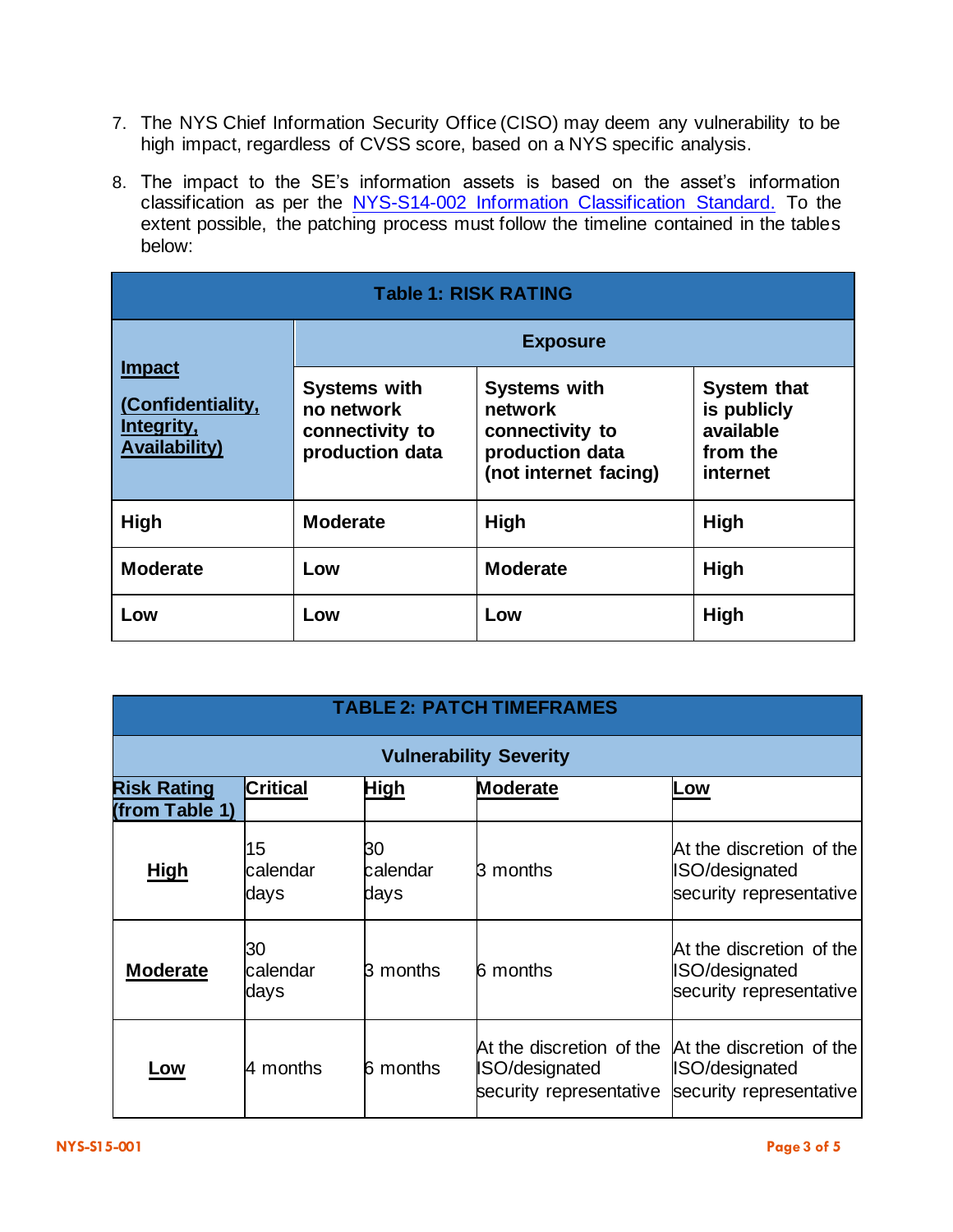7. The NYS Chief Information Security Office (CISO) may deem any vulnerability to be high impact, regardless of CVSS score, based on a NYS specific analysis.

8. The impact to the SE's information assets is based on the asset's information classification as per the [NYS-S14-002 Information Classification Standard.](#) To the extent possible, the patching process must follow the timeline contained in the tables below:

| **Table 1: RISK RATING** | | | |
|---|---|---|---|
| **Impact** **(Confidentiality, Integrity, Availability)** | **Exposure** | | |
| | **Systems with no network connectivity to production data** | **Systems with network connectivity to production data (not internet facing)** | **System that is publicly available from the internet** |
| **High** | **Moderate** | **High** | **High** |
| **Moderate** | **Low** | **Moderate** | **High** |
| **Low** | **Low** | **Low** | **High** |

| **TABLE 2: PATCH TIMEFRAMES** | | | | |
|---|---|---|---|---|
| **Vulnerability Severity** | | | | |
| **Risk Rating (from Table 1)** | **Critical** | **High** | **Moderate** | **Low** |
| **High** | 15 calendar days | 30 calendar days | 3 months | At the discretion of the ISO/designated security representative |
| **Moderate** | 30 calendar days | 3 months | 6 months | At the discretion of the ISO/designated security representative |
| **Low** | 4 months | 6 months | At the discretion of the ISO/designated security representative | At the discretion of the ISO/designated security representative |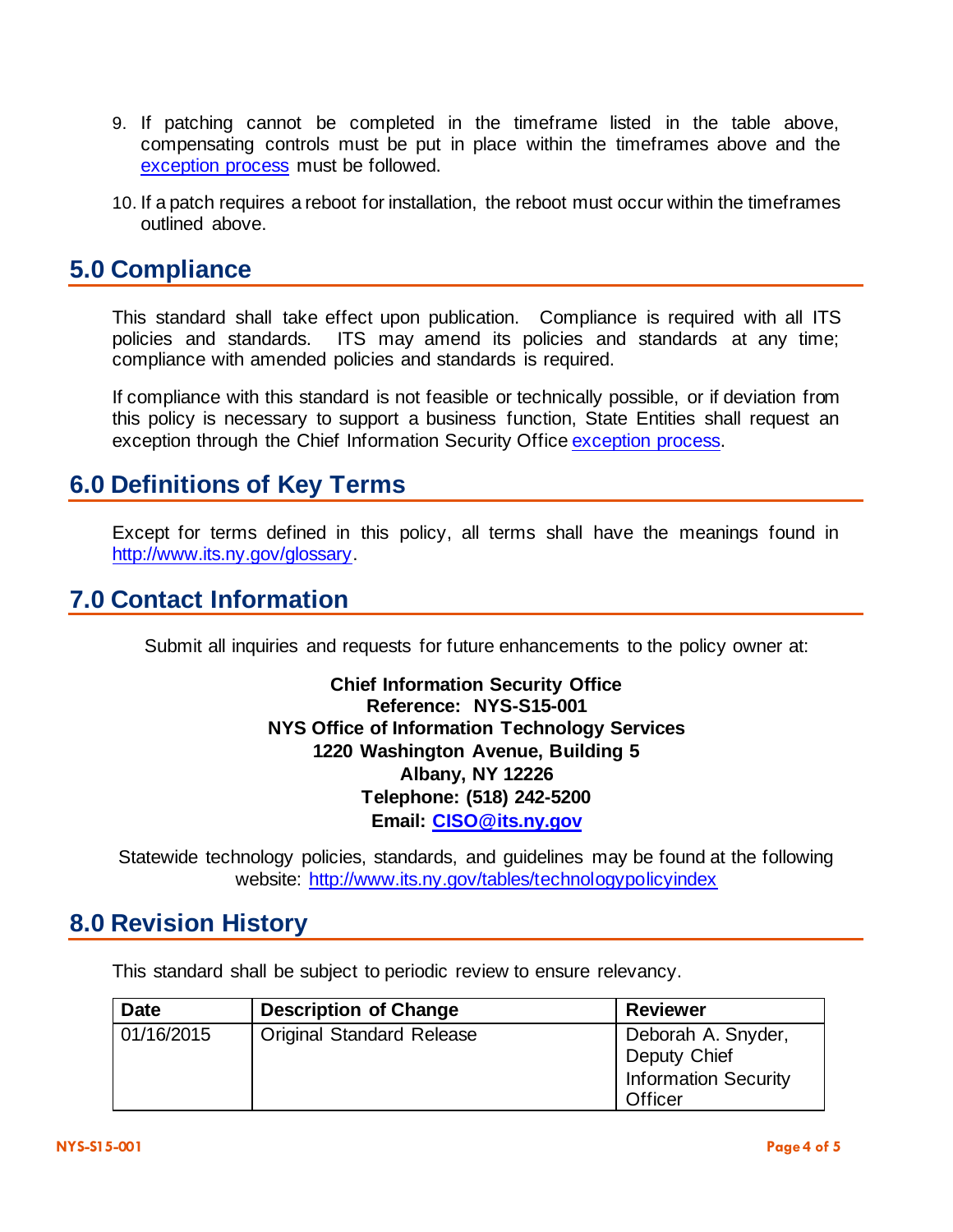9. If patching cannot be completed in the timeframe listed in the table above, compensating controls must be put in place within the timeframes above and the [exception process](#) must be followed.

10. If a patch requires a reboot for installation, the reboot must occur within the timeframes outlined above.

## 5.0 Compliance

This standard shall take effect upon publication. Compliance is required with all ITS policies and standards. ITS may amend its policies and standards at any time; compliance with amended policies and standards is required.

If compliance with this standard is not feasible or technically possible, or if deviation from this policy is necessary to support a business function, State Entities shall request an exception through the Chief Information Security Office [exception process](#).

## 6.0 Definitions of Key Terms

Except for terms defined in this policy, all terms shall have the meanings found in [http://www.its.ny.gov/glossary](http://www.its.ny.gov/glossary).

## 7.0 Contact Information

Submit all inquiries and requests for future enhancements to the policy owner at:

**Chief Information Security Office**
**Reference: NYS-S15-001**
**NYS Office of Information Technology Services**
**1220 Washington Avenue, Building 5**
**Albany, NY 12226**
**Telephone: (518) 242-5200**
**Email: [CISO@its.ny.gov](mailto:CISO@its.ny.gov)**

Statewide technology policies, standards, and guidelines may be found at the following website: [http://www.its.ny.gov/tables/technologypolicyindex](http://www.its.ny.gov/tables/technologypolicyindex)

## 8.0 Revision History

This standard shall be subject to periodic review to ensure relevancy.

| Date | Description of Change | Reviewer |
|---|---|---|
| 01/16/2015 | Original Standard Release | Deborah A. Snyder, Deputy Chief Information Security Officer |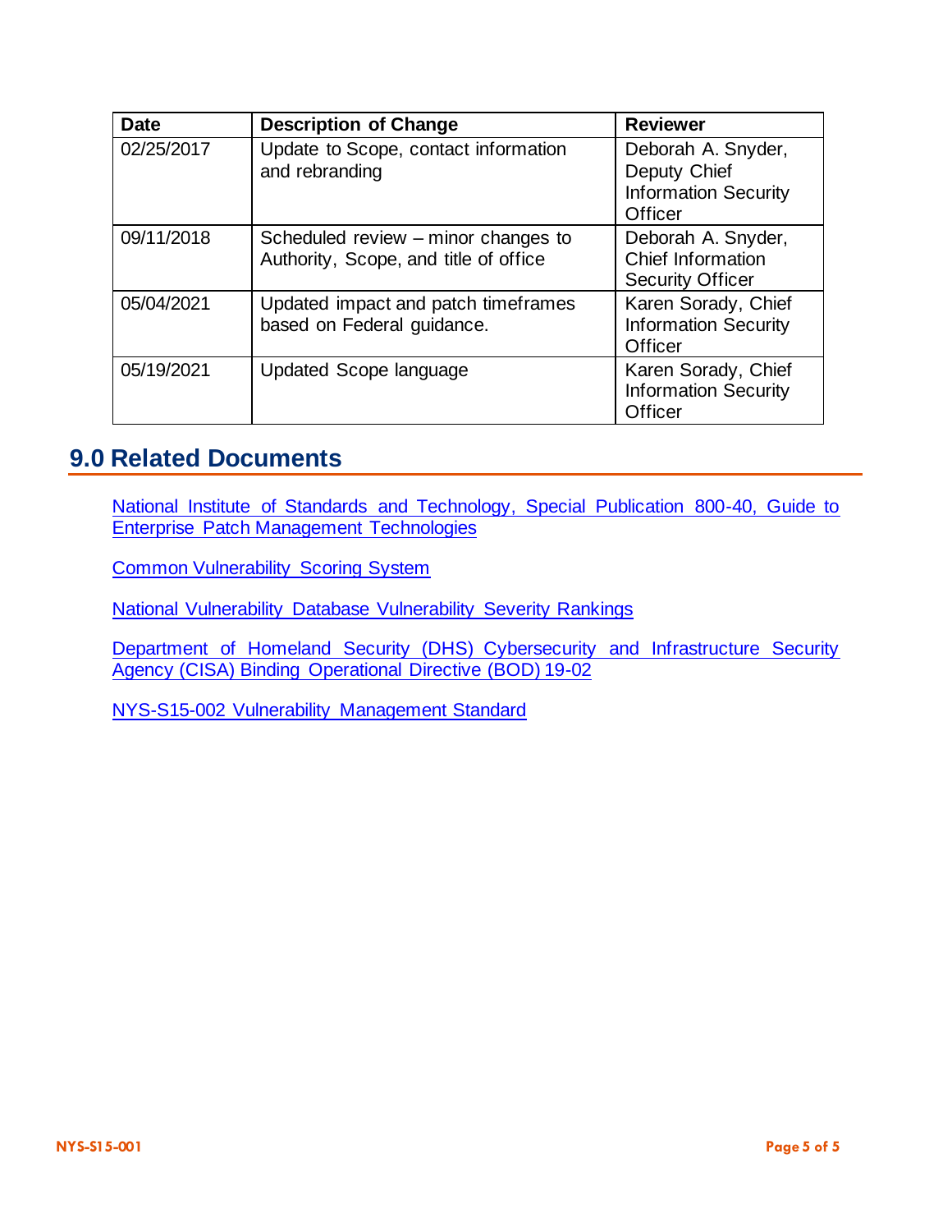| Date | Description of Change | Reviewer |
|---|---|---|
| 02/25/2017 | Update to Scope, contact information and rebranding | Deborah A. Snyder, Deputy Chief Information Security Officer |
| 09/11/2018 | Scheduled review – minor changes to Authority, Scope, and title of office | Deborah A. Snyder, Chief Information Security Officer |
| 05/04/2021 | Updated impact and patch timeframes based on Federal guidance. | Karen Sorady, Chief Information Security Officer |
| 05/19/2021 | Updated Scope language | Karen Sorady, Chief Information Security Officer |

## 9.0 Related Documents

National Institute of Standards and Technology, Special Publication 800-40, Guide to Enterprise Patch Management Technologies

Common Vulnerability Scoring System

National Vulnerability Database Vulnerability Severity Rankings

Department of Homeland Security (DHS) Cybersecurity and Infrastructure Security Agency (CISA) Binding Operational Directive (BOD) 19-02

NYS-S15-002 Vulnerability Management Standard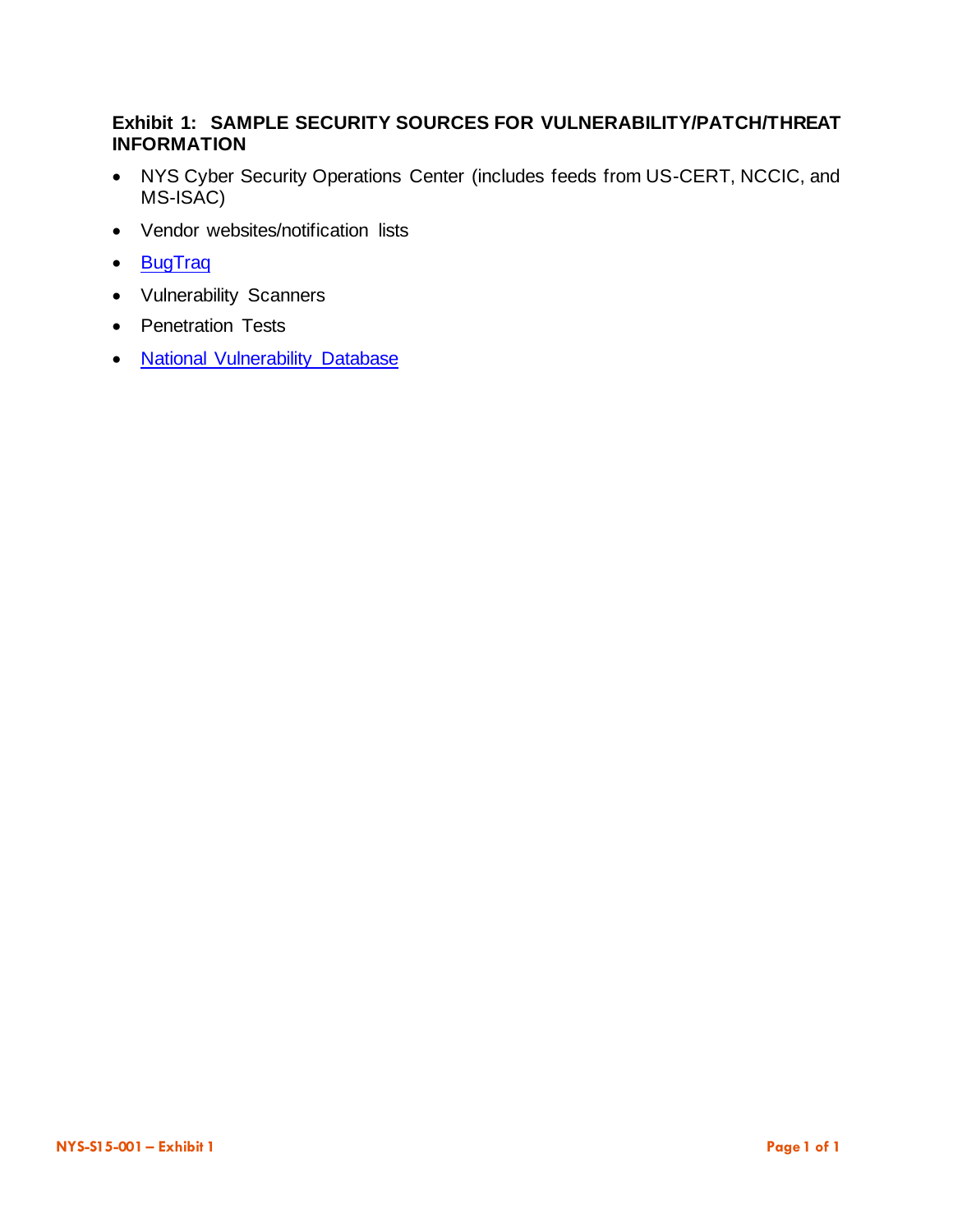### Exhibit 1: SAMPLE SECURITY SOURCES FOR VULNERABILITY/PATCH/THREAT INFORMATION

- NYS Cyber Security Operations Center (includes feeds from US-CERT, NCCIC, and MS-ISAC)
- Vendor websites/notification lists
- BugTraq
- Vulnerability Scanners
- Penetration Tests
- National Vulnerability Database